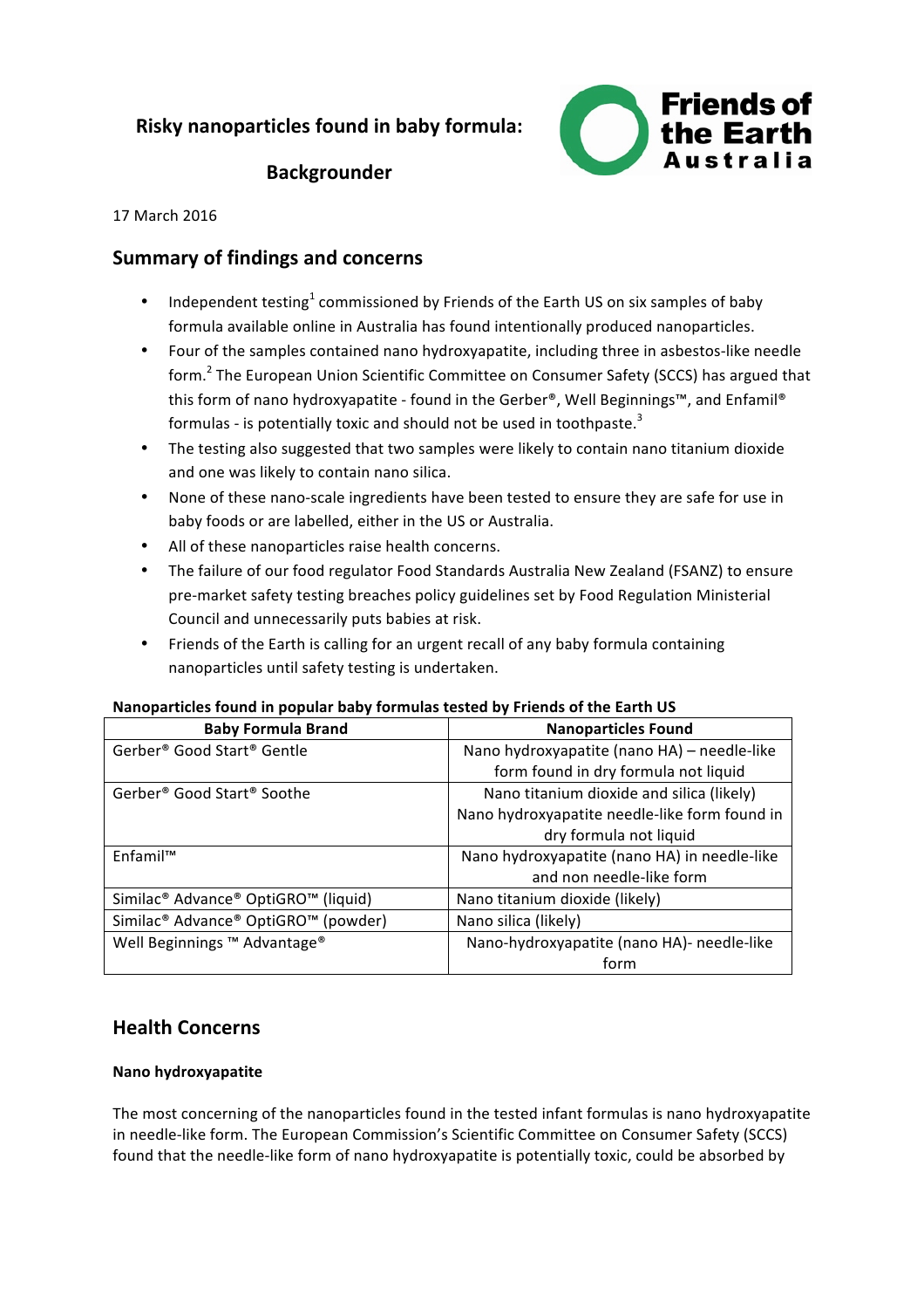# Risky nanoparticles found in baby formula:

## Backgrounder

17 March 2016

## Summary of findings and concerns

- Independent testing[1] commissioned by Friends of the Earth US on six samples of baby formula available online in Australia has found intentionally produced nanoparticles.
- Four of the samples contained nano hydroxyapatite, including three in asbestos-like needle form.[2] The European Union Scientific Committee on Consumer Safety (SCCS) has argued that this form of nano hydroxyapatite - found in the Gerber®, Well Beginnings™, and Enfamil® formulas - is potentially toxic and should not be used in toothpaste.[3]
- The testing also suggested that two samples were likely to contain nano titanium dioxide and one was likely to contain nano silica.
- None of these nano-scale ingredients have been tested to ensure they are safe for use in baby foods or are labelled, either in the US or Australia.
- All of these nanoparticles raise health concerns.
- The failure of our food regulator Food Standards Australia New Zealand (FSANZ) to ensure pre-market safety testing breaches policy guidelines set by Food Regulation Ministerial Council and unnecessarily puts babies at risk.
- Friends of the Earth is calling for an urgent recall of any baby formula containing nanoparticles until safety testing is undertaken.

**Nanoparticles found in popular baby formulas tested by Friends of the Earth US**

| Baby Formula Brand | Nanoparticles Found |
|---|---|
| Gerber® Good Start® Gentle | Nano hydroxyapatite (nano HA) – needle-like form found in dry formula not liquid |
| Gerber® Good Start® Soothe | Nano titanium dioxide and silica (likely) Nano hydroxyapatite needle-like form found in dry formula not liquid |
| Enfamil™ | Nano hydroxyapatite (nano HA) in needle-like and non needle-like form |
| Similac® Advance® OptiGRO™ (liquid) | Nano titanium dioxide (likely) |
| Similac® Advance® OptiGRO™ (powder) | Nano silica (likely) |
| Well Beginnings ™ Advantage® | Nano-hydroxyapatite (nano HA)- needle-like form |

## Health Concerns

### Nano hydroxyapatite

The most concerning of the nanoparticles found in the tested infant formulas is nano hydroxyapatite in needle-like form. The European Commission's Scientific Committee on Consumer Safety (SCCS) found that the needle-like form of nano hydroxyapatite is potentially toxic, could be absorbed by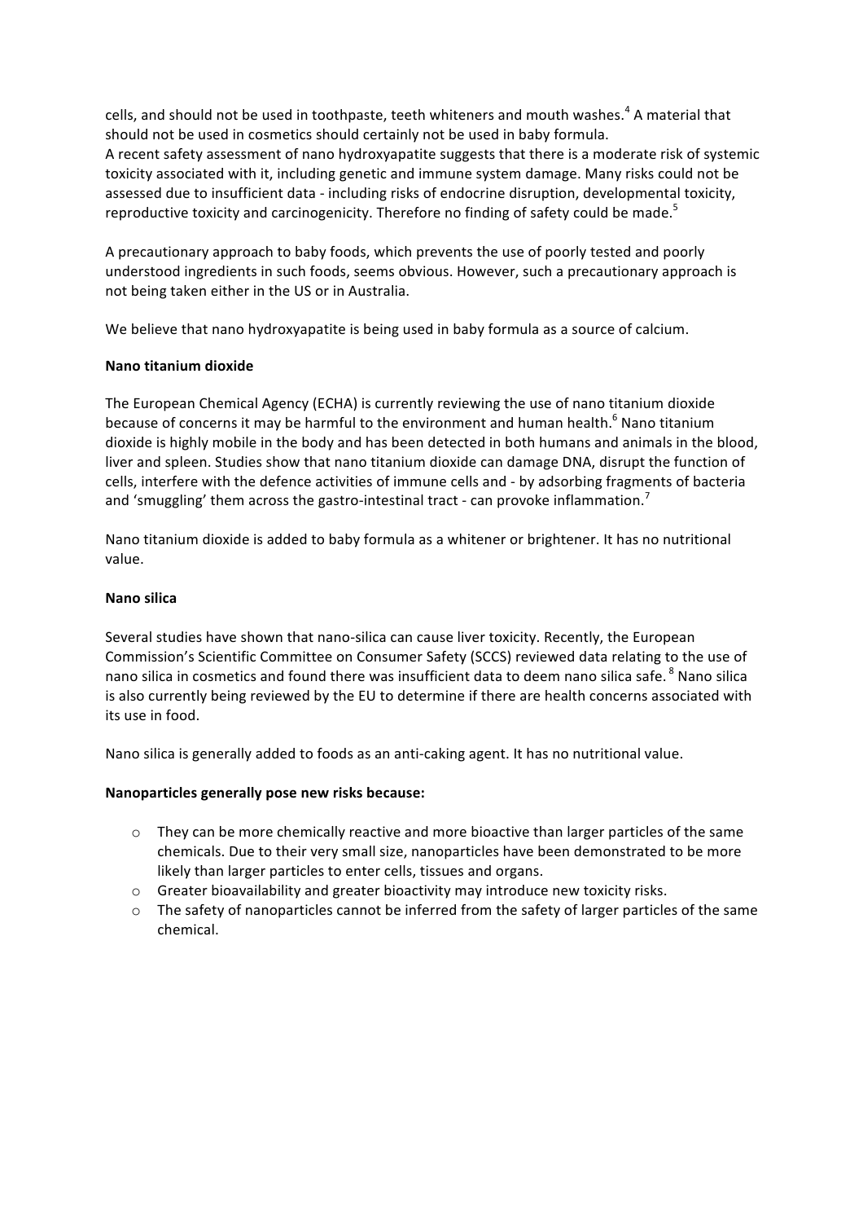cells, and should not be used in toothpaste, teeth whiteners and mouth washes.[4] A material that should not be used in cosmetics should certainly not be used in baby formula.
A recent safety assessment of nano hydroxyapatite suggests that there is a moderate risk of systemic toxicity associated with it, including genetic and immune system damage. Many risks could not be assessed due to insufficient data - including risks of endocrine disruption, developmental toxicity, reproductive toxicity and carcinogenicity. Therefore no finding of safety could be made.[5]

A precautionary approach to baby foods, which prevents the use of poorly tested and poorly understood ingredients in such foods, seems obvious. However, such a precautionary approach is not being taken either in the US or in Australia.

We believe that nano hydroxyapatite is being used in baby formula as a source of calcium.

**Nano titanium dioxide**

The European Chemical Agency (ECHA) is currently reviewing the use of nano titanium dioxide because of concerns it may be harmful to the environment and human health.[6] Nano titanium dioxide is highly mobile in the body and has been detected in both humans and animals in the blood, liver and spleen. Studies show that nano titanium dioxide can damage DNA, disrupt the function of cells, interfere with the defence activities of immune cells and - by adsorbing fragments of bacteria and 'smuggling' them across the gastro-intestinal tract - can provoke inflammation.[7]

Nano titanium dioxide is added to baby formula as a whitener or brightener. It has no nutritional value.

**Nano silica**

Several studies have shown that nano-silica can cause liver toxicity. Recently, the European Commission's Scientific Committee on Consumer Safety (SCCS) reviewed data relating to the use of nano silica in cosmetics and found there was insufficient data to deem nano silica safe.[8] Nano silica is also currently being reviewed by the EU to determine if there are health concerns associated with its use in food.

Nano silica is generally added to foods as an anti-caking agent. It has no nutritional value.

**Nanoparticles generally pose new risks because:**

- They can be more chemically reactive and more bioactive than larger particles of the same chemicals. Due to their very small size, nanoparticles have been demonstrated to be more likely than larger particles to enter cells, tissues and organs.
- Greater bioavailability and greater bioactivity may introduce new toxicity risks.
- The safety of nanoparticles cannot be inferred from the safety of larger particles of the same chemical.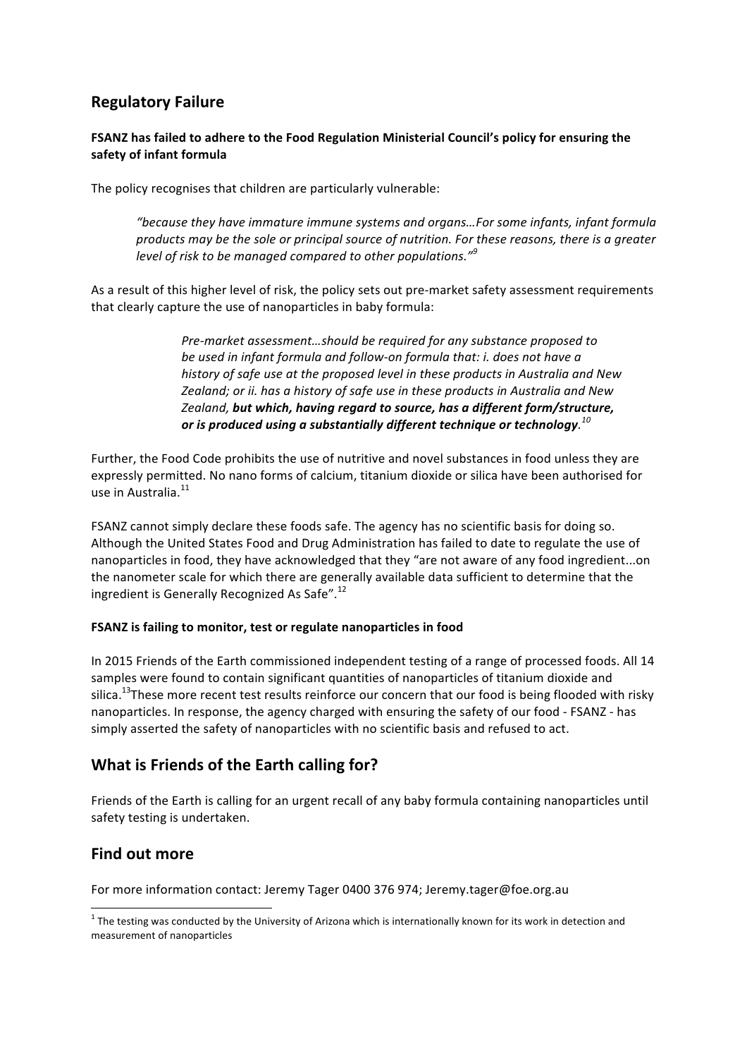## Regulatory Failure

**FSANZ has failed to adhere to the Food Regulation Ministerial Council's policy for ensuring the safety of infant formula**

The policy recognises that children are particularly vulnerable:

> *"because they have immature immune systems and organs…For some infants, infant formula products may be the sole or principal source of nutrition. For these reasons, there is a greater level of risk to be managed compared to other populations."*[9]

As a result of this higher level of risk, the policy sets out pre-market safety assessment requirements that clearly capture the use of nanoparticles in baby formula:

> *Pre-market assessment…should be required for any substance proposed to be used in infant formula and follow-on formula that: i. does not have a history of safe use at the proposed level in these products in Australia and New Zealand; or ii. has a history of safe use in these products in Australia and New Zealand,* ***but which, having regard to source, has a different form/structure, or is produced using a substantially different technique or technology****.*[10]

Further, the Food Code prohibits the use of nutritive and novel substances in food unless they are expressly permitted. No nano forms of calcium, titanium dioxide or silica have been authorised for use in Australia.[11]

FSANZ cannot simply declare these foods safe. The agency has no scientific basis for doing so. Although the United States Food and Drug Administration has failed to date to regulate the use of nanoparticles in food, they have acknowledged that they "are not aware of any food ingredient...on the nanometer scale for which there are generally available data sufficient to determine that the ingredient is Generally Recognized As Safe".[12]

**FSANZ is failing to monitor, test or regulate nanoparticles in food**

In 2015 Friends of the Earth commissioned independent testing of a range of processed foods. All 14 samples were found to contain significant quantities of nanoparticles of titanium dioxide and silica.[13] These more recent test results reinforce our concern that our food is being flooded with risky nanoparticles. In response, the agency charged with ensuring the safety of our food - FSANZ - has simply asserted the safety of nanoparticles with no scientific basis and refused to act.

## What is Friends of the Earth calling for?

Friends of the Earth is calling for an urgent recall of any baby formula containing nanoparticles until safety testing is undertaken.

## Find out more

For more information contact: Jeremy Tager 0400 376 974; Jeremy.tager@foe.org.au

---

[1] The testing was conducted by the University of Arizona which is internationally known for its work in detection and measurement of nanoparticles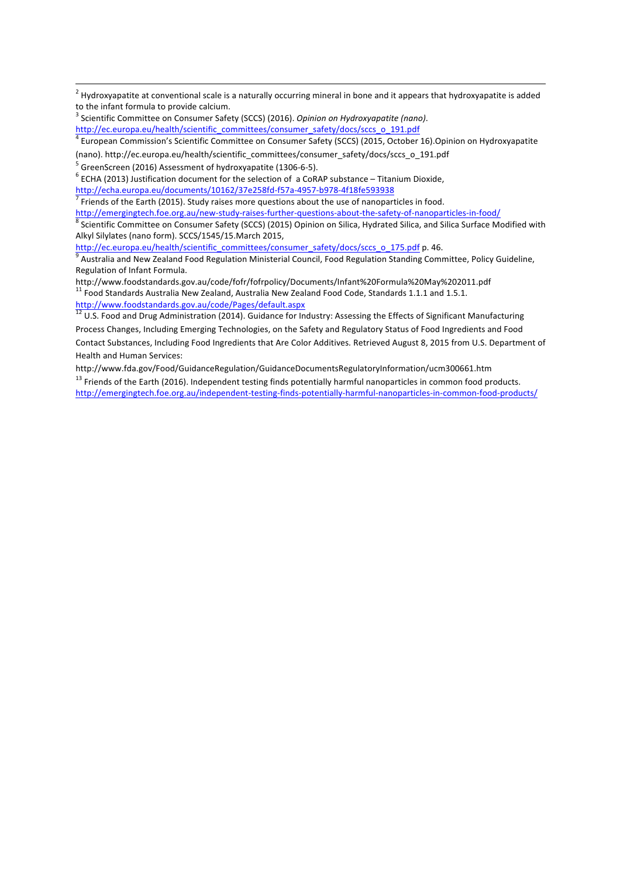[2] Hydroxyapatite at conventional scale is a naturally occurring mineral in bone and it appears that hydroxyapatite is added to the infant formula to provide calcium.

[3] Scientific Committee on Consumer Safety (SCCS) (2016). *Opinion on Hydroxyapatite (nano)*. http://ec.europa.eu/health/scientific_committees/consumer_safety/docs/sccs_o_191.pdf

[4] European Commission's Scientific Committee on Consumer Safety (SCCS) (2015, October 16).Opinion on Hydroxyapatite (nano). http://ec.europa.eu/health/scientific_committees/consumer_safety/docs/sccs_o_191.pdf

[5] GreenScreen (2016) Assessment of hydroxyapatite (1306-6-5).

[6] ECHA (2013) Justification document for the selection of a CoRAP substance – Titanium Dioxide, http://echa.europa.eu/documents/10162/37e258fd-f57a-4957-b978-4f18fe593938

[7] Friends of the Earth (2015). Study raises more questions about the use of nanoparticles in food. http://emergingtech.foe.org.au/new-study-raises-further-questions-about-the-safety-of-nanoparticles-in-food/

[8] Scientific Committee on Consumer Safety (SCCS) (2015) Opinion on Silica, Hydrated Silica, and Silica Surface Modified with Alkyl Silylates (nano form). SCCS/1545/15.March 2015, http://ec.europa.eu/health/scientific_committees/consumer_safety/docs/sccs_o_175.pdf p. 46.

[9] Australia and New Zealand Food Regulation Ministerial Council, Food Regulation Standing Committee, Policy Guideline, Regulation of Infant Formula.
http://www.foodstandards.gov.au/code/fofr/fofrpolicy/Documents/Infant%20Formula%20May%202011.pdf

[11] Food Standards Australia New Zealand, Australia New Zealand Food Code, Standards 1.1.1 and 1.5.1. http://www.foodstandards.gov.au/code/Pages/default.aspx

[12] U.S. Food and Drug Administration (2014). Guidance for Industry: Assessing the Effects of Significant Manufacturing Process Changes, Including Emerging Technologies, on the Safety and Regulatory Status of Food Ingredients and Food Contact Substances, Including Food Ingredients that Are Color Additives. Retrieved August 8, 2015 from U.S. Department of Health and Human Services:
http://www.fda.gov/Food/GuidanceRegulation/GuidanceDocumentsRegulatoryInformation/ucm300661.htm

[13] Friends of the Earth (2016). Independent testing finds potentially harmful nanoparticles in common food products. http://emergingtech.foe.org.au/independent-testing-finds-potentially-harmful-nanoparticles-in-common-food-products/